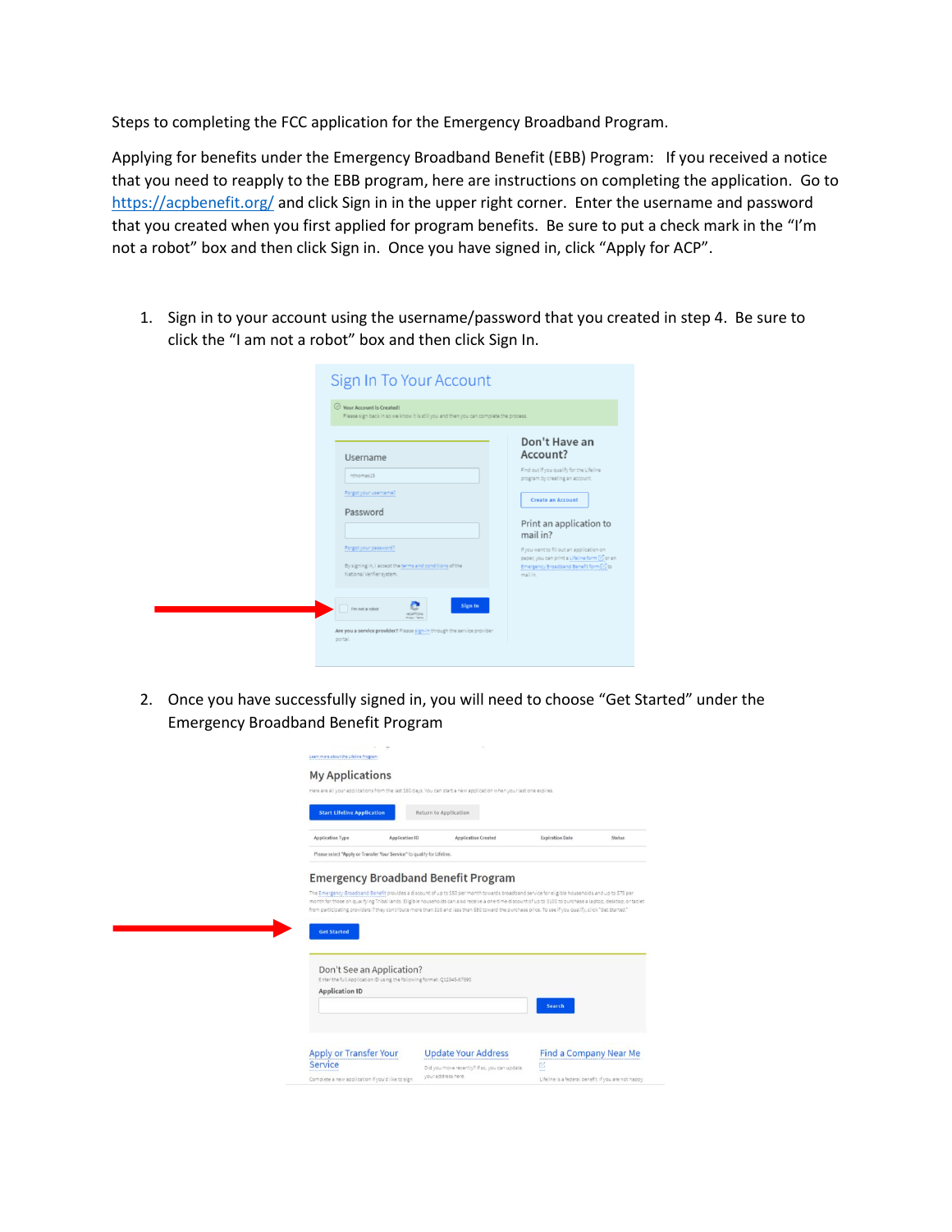Steps to completing the FCC application for the Emergency Broadband Program.

Applying for benefits under the Emergency Broadband Benefit (EBB) Program: If you received a notice that you need to reapply to the EBB program, here are instructions on completing the application. Go to https://acpbenefit.org/ and click Sign in in the upper right corner. Enter the username and password that you created when you first applied for program benefits. Be sure to put a check mark in the "I'm not a robot" box and then click Sign in. Once you have signed in, click "Apply for ACP".

1. Sign in to your account using the username/password that you created in step 4. Be sure to click the "I am not a robot" box and then click Sign In.

2. Once you have successfully signed in, you will need to choose "Get Started" under the Emergency Broadband Benefit Program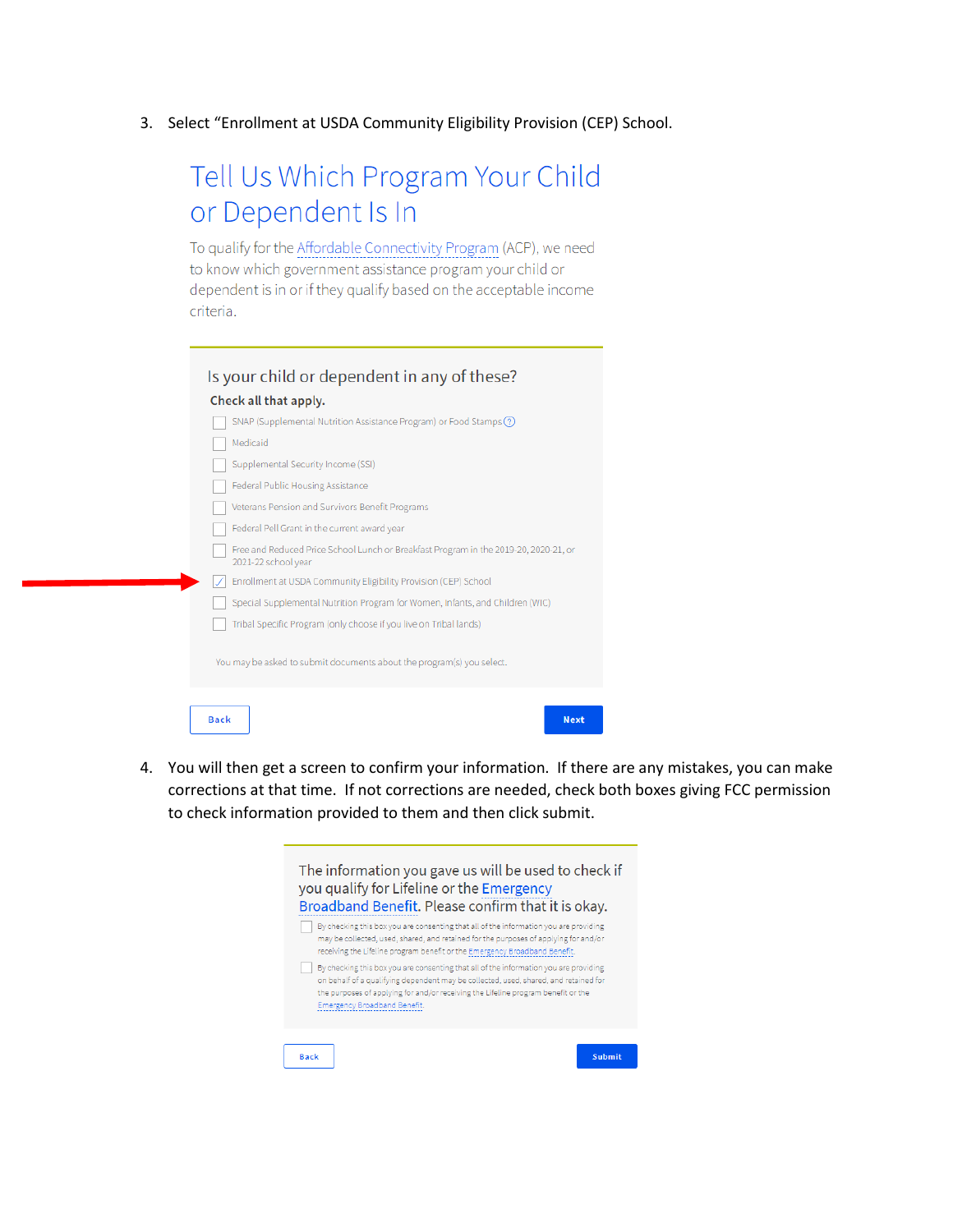3. Select "Enrollment at USDA Community Eligibility Provision (CEP) School.

## Tell Us Which Program Your Child or Dependent Is In

To qualify for the Affordable Connectivity Program (ACP), we need to know which government assistance program your child or dependent is in or if they qualify based on the acceptable income criteria.

### Is your child or dependent in any of these?

**Check all that apply.**

- [ ] SNAP (Supplemental Nutrition Assistance Program) or Food Stamps
- [ ] Medicaid
- [ ] Supplemental Security Income (SSI)
- [ ] Federal Public Housing Assistance
- [ ] Veterans Pension and Survivors Benefit Programs
- [ ] Federal Pell Grant in the current award year
- [ ] Free and Reduced Price School Lunch or Breakfast Program in the 2019-20, 2020-21, or 2021-22 school year
- [x] Enrollment at USDA Community Eligibility Provision (CEP) School
- [ ] Special Supplemental Nutrition Program for Women, Infants, and Children (WIC)
- [ ] Tribal Specific Program (only choose if you live on Tribal lands)

You may be asked to submit documents about the program(s) you select.

Back Next

4. You will then get a screen to confirm your information. If there are any mistakes, you can make corrections at that time. If not corrections are needed, check both boxes giving FCC permission to check information provided to them and then click submit.

The information you gave us will be used to check if you qualify for Lifeline or the Emergency Broadband Benefit. Please confirm that it is okay.

- [ ] By checking this box you are consenting that all of the information you are providing may be collected, used, shared, and retained for the purposes of applying for and/or receiving the Lifeline program benefit or the Emergency Broadband Benefit.
- [ ] By checking this box you are consenting that all of the information you are providing on behalf of a qualifying dependent may be collected, used, shared, and retained for the purposes of applying for and/or receiving the Lifeline program benefit or the Emergency Broadband Benefit.

Back Submit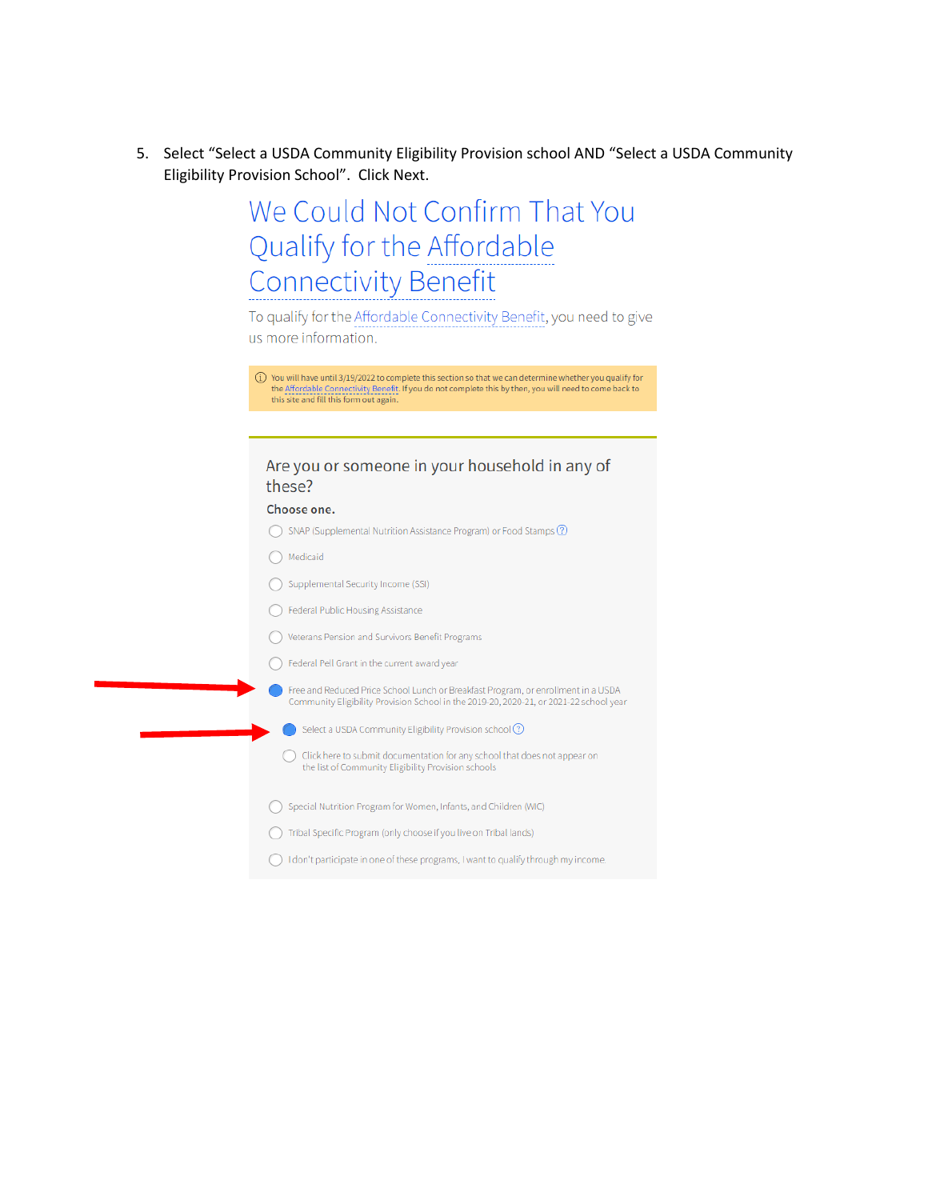5. Select "Select a USDA Community Eligibility Provision school AND "Select a USDA Community Eligibility Provision School". Click Next.

# We Could Not Confirm That You Qualify for the Affordable Connectivity Benefit

To qualify for the Affordable Connectivity Benefit, you need to give us more information.

ⓘ You will have until 3/19/2022 to complete this section so that we can determine whether you qualify for the Affordable Connectivity Benefit. If you do not complete this by then, you will need to come back to this site and fill this form out again.

## Are you or someone in your household in any of these?

**Choose one.**

- ○ SNAP (Supplemental Nutrition Assistance Program) or Food Stamps
- ○ Medicaid
- ○ Supplemental Security Income (SSI)
- ○ Federal Public Housing Assistance
- ○ Veterans Pension and Survivors Benefit Programs
- ○ Federal Pell Grant in the current award year
- ● Free and Reduced Price School Lunch or Breakfast Program, or enrollment in a USDA Community Eligibility Provision School in the 2019-20, 2020-21, or 2021-22 school year
  - ● Select a USDA Community Eligibility Provision school
  - ○ Click here to submit documentation for any school that does not appear on the list of Community Eligibility Provision schools
- ○ Special Nutrition Program for Women, Infants, and Children (WIC)
- ○ Tribal Specific Program (only choose if you live on Tribal lands)
- ○ I don't participate in one of these programs, I want to qualify through my income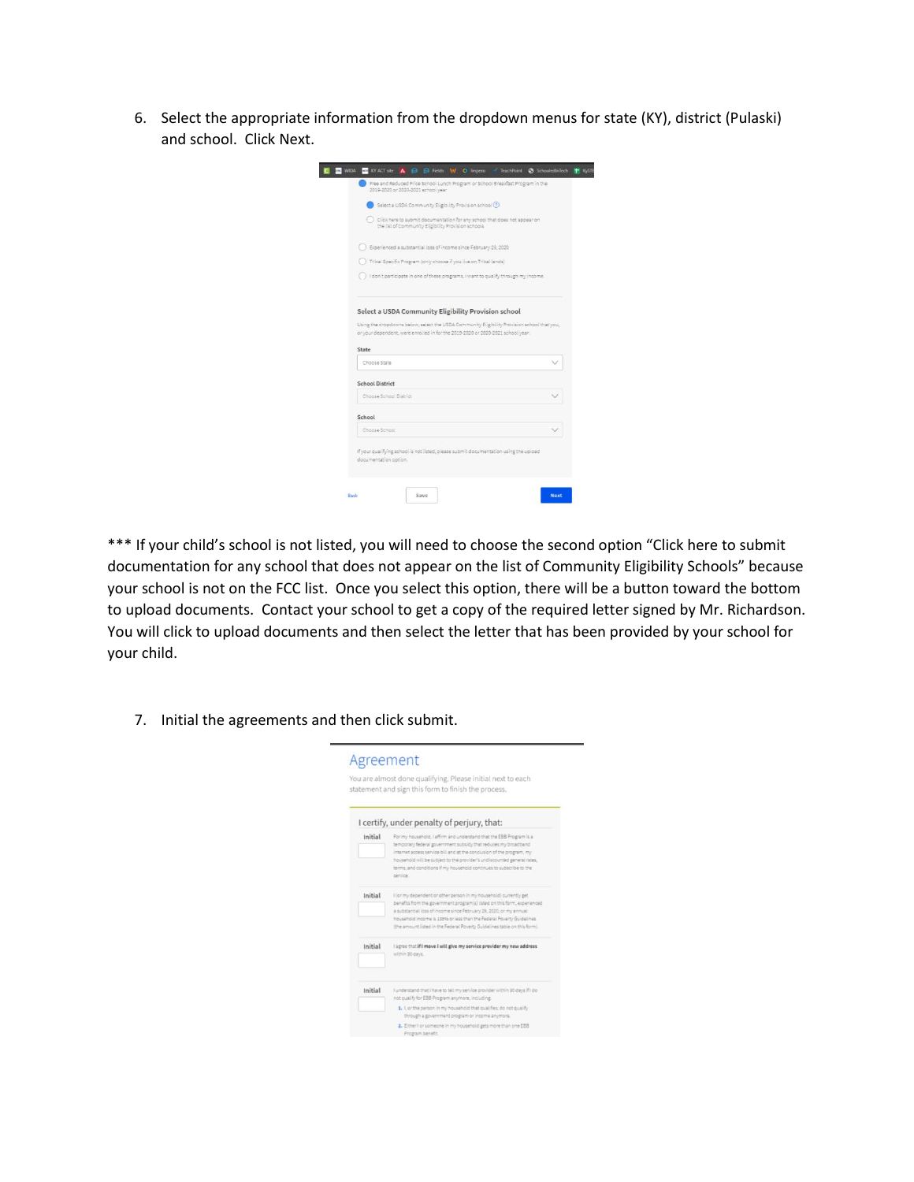6. Select the appropriate information from the dropdown menus for state (KY), district (Pulaski) and school. Click Next.

*** If your child's school is not listed, you will need to choose the second option "Click here to submit documentation for any school that does not appear on the list of Community Eligibility Schools" because your school is not on the FCC list. Once you select this option, there will be a button toward the bottom to upload documents. Contact your school to get a copy of the required letter signed by Mr. Richardson. You will click to upload documents and then select the letter that has been provided by your school for your child.

7. Initial the agreements and then click submit.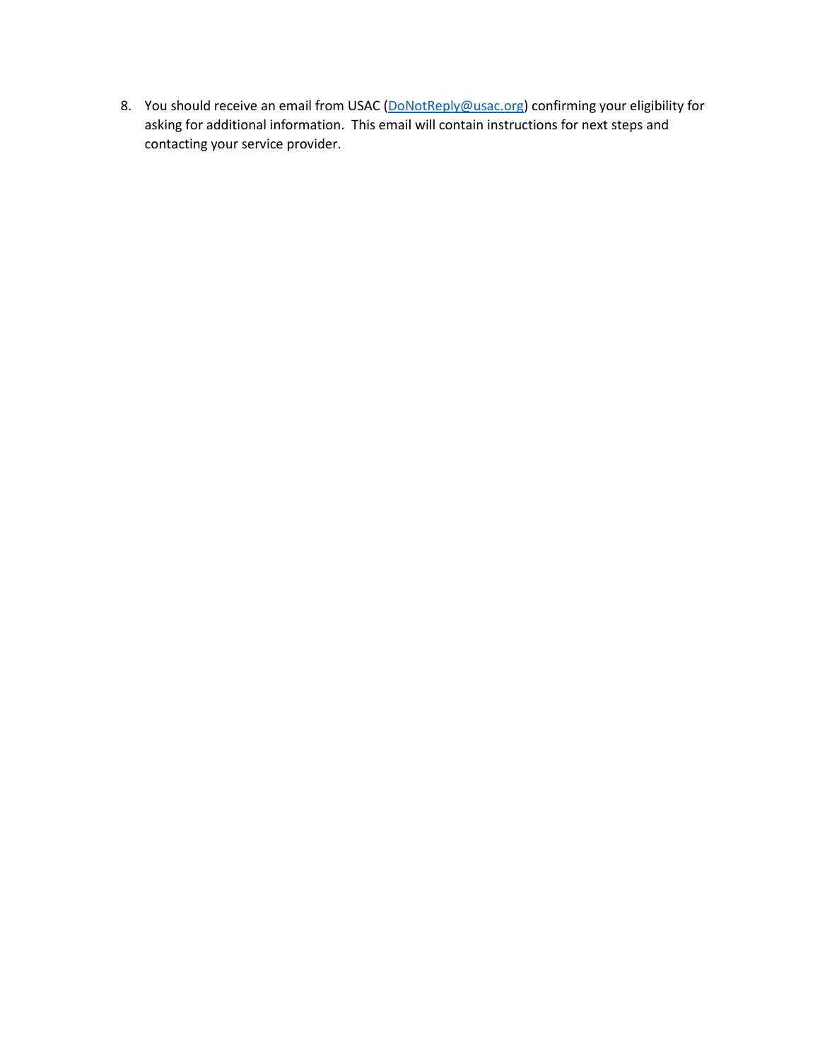8. You should receive an email from USAC (DoNotReply@usac.org) confirming your eligibility for asking for additional information. This email will contain instructions for next steps and contacting your service provider.